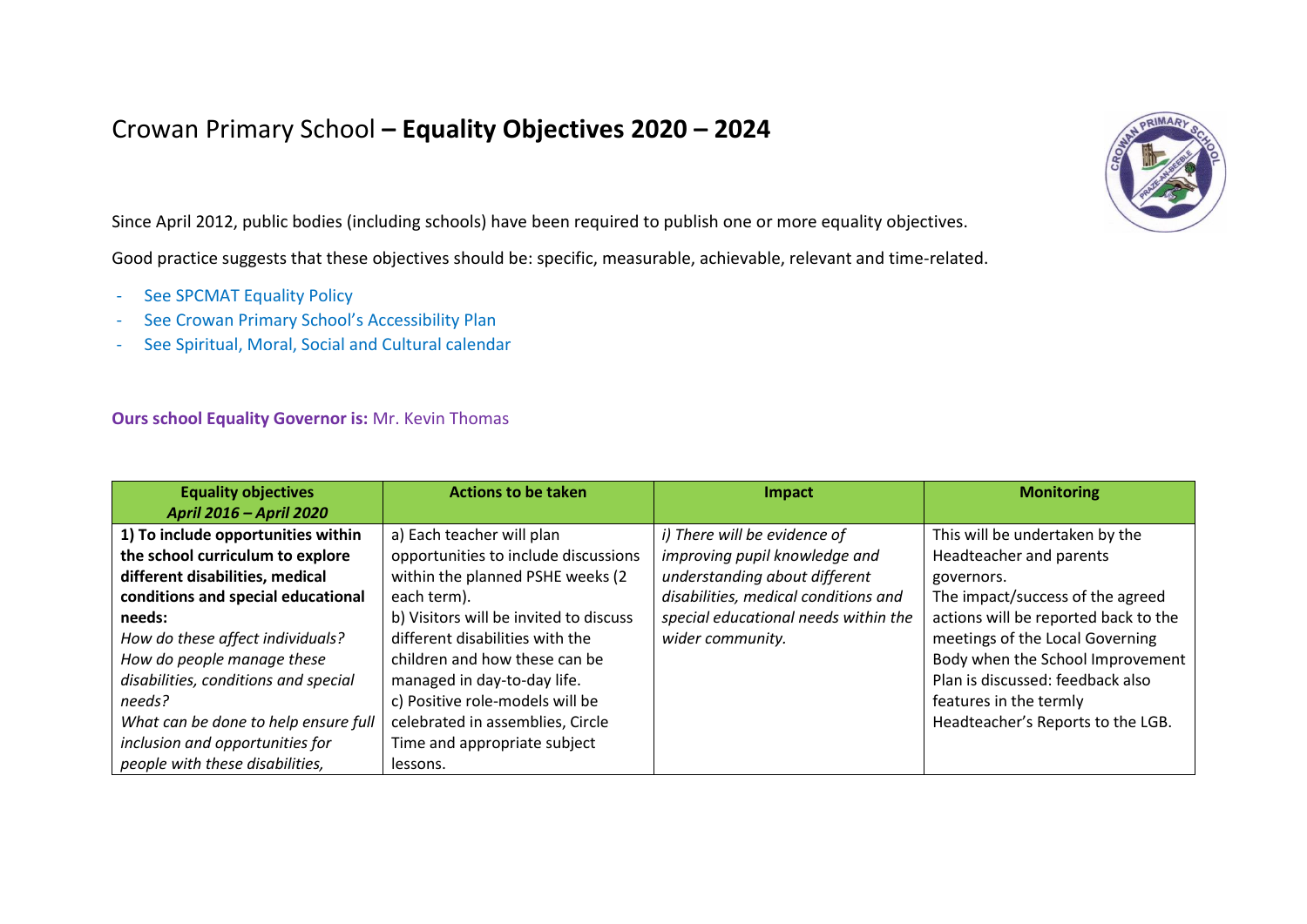# Crowan Primary School – **Equality Objectives 2020 – 2024**

Since April 2012, public bodies (including schools) have been required to publish one or more equality objectives.

Good practice suggests that these objectives should be: specific, measurable, achievable, relevant and time-related.

- See SPCMAT Equality Policy
- See Crowan Primary School's Accessibility Plan
- See Spiritual, Moral, Social and Cultural calendar

**Ours school Equality Governor is:** Mr. Kevin Thomas

| **Equality objectives** ***April 2016 – April 2020*** | **Actions to be taken** | **Impact** | **Monitoring** |
|---|---|---|---|
| **1) To include opportunities within the school curriculum to explore different disabilities, medical conditions and special educational needs:** *How do these affect individuals? How do people manage these disabilities, conditions and special needs? What can be done to help ensure full inclusion and opportunities for people with these disabilities,* | a) Each teacher will plan opportunities to include discussions within the planned PSHE weeks (2 each term). b) Visitors will be invited to discuss different disabilities with the children and how these can be managed in day-to-day life. c) Positive role-models will be celebrated in assemblies, Circle Time and appropriate subject lessons. | *i) There will be evidence of improving pupil knowledge and understanding about different disabilities, medical conditions and special educational needs within the wider community.* | This will be undertaken by the Headteacher and parents governors. The impact/success of the agreed actions will be reported back to the meetings of the Local Governing Body when the School Improvement Plan is discussed: feedback also features in the termly Headteacher's Reports to the LGB. |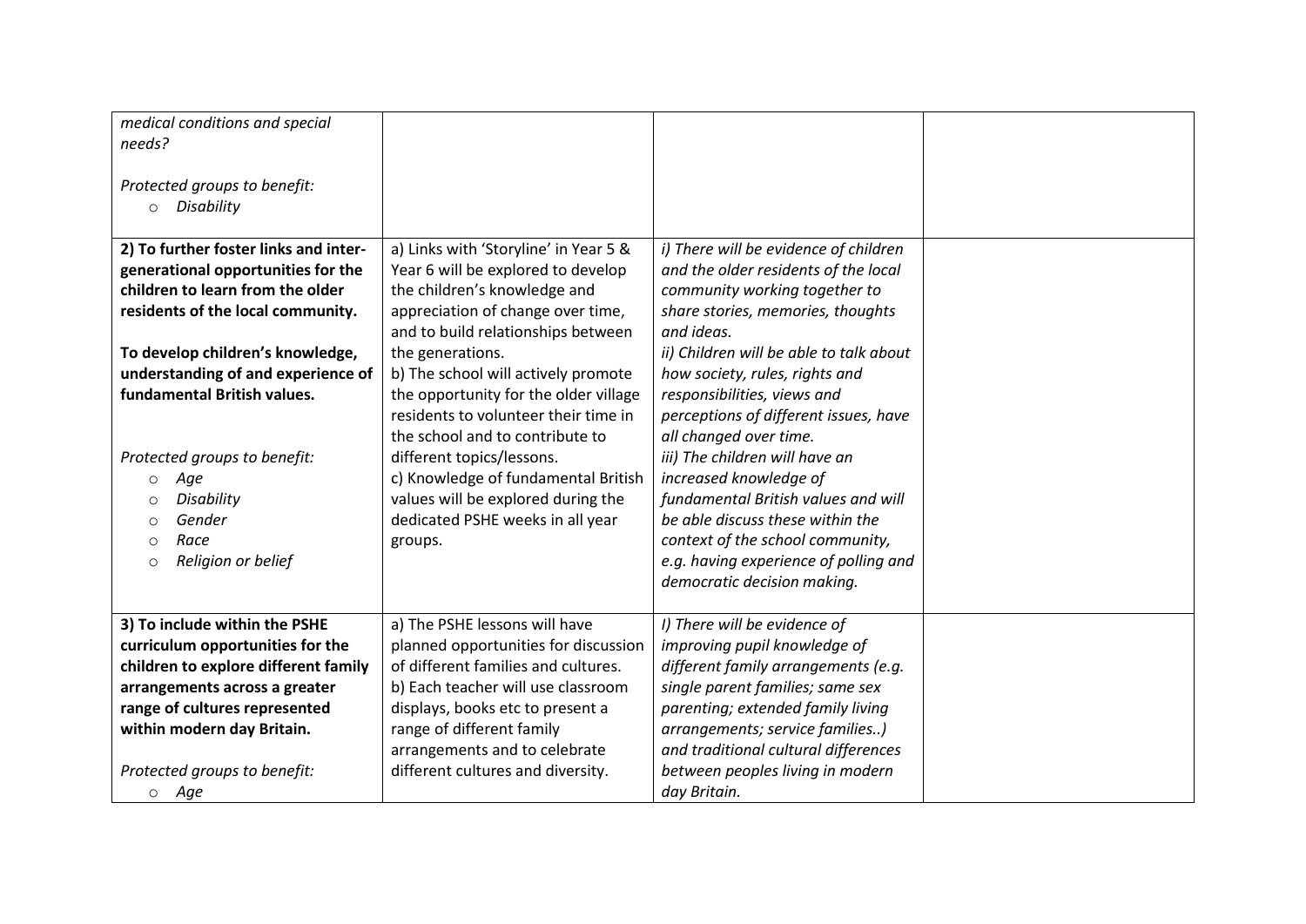| | | | |
|---|---|---|---|
| *medical conditions and special needs?*<br><br>*Protected groups to benefit:*<br>○ *Disability* | | | |
| **2) To further foster links and inter-generational opportunities for the children to learn from the older residents of the local community.**<br><br>**To develop children's knowledge, understanding of and experience of fundamental British values.**<br><br>*Protected groups to benefit:*<br>○ *Age*<br>○ *Disability*<br>○ *Gender*<br>○ *Race*<br>○ *Religion or belief* | a) Links with 'Storyline' in Year 5 & Year 6 will be explored to develop the children's knowledge and appreciation of change over time, and to build relationships between the generations.<br>b) The school will actively promote the opportunity for the older village residents to volunteer their time in the school and to contribute to different topics/lessons.<br>c) Knowledge of fundamental British values will be explored during the dedicated PSHE weeks in all year groups. | *i) There will be evidence of children and the older residents of the local community working together to share stories, memories, thoughts and ideas.*<br>*ii) Children will be able to talk about how society, rules, rights and responsibilities, views and perceptions of different issues, have all changed over time.*<br>*iii) The children will have an increased knowledge of fundamental British values and will be able discuss these within the context of the school community, e.g. having experience of polling and democratic decision making.* | |
| **3) To include within the PSHE curriculum opportunities for the children to explore different family arrangements across a greater range of cultures represented within modern day Britain.**<br><br>*Protected groups to benefit:*<br>○ *Age* | a) The PSHE lessons will have planned opportunities for discussion of different families and cultures.<br>b) Each teacher will use classroom displays, books etc to present a range of different family arrangements and to celebrate different cultures and diversity. | *I) There will be evidence of improving pupil knowledge of different family arrangements (e.g. single parent families; same sex parenting; extended family living arrangements; service families..) and traditional cultural differences between peoples living in modern day Britain.* | |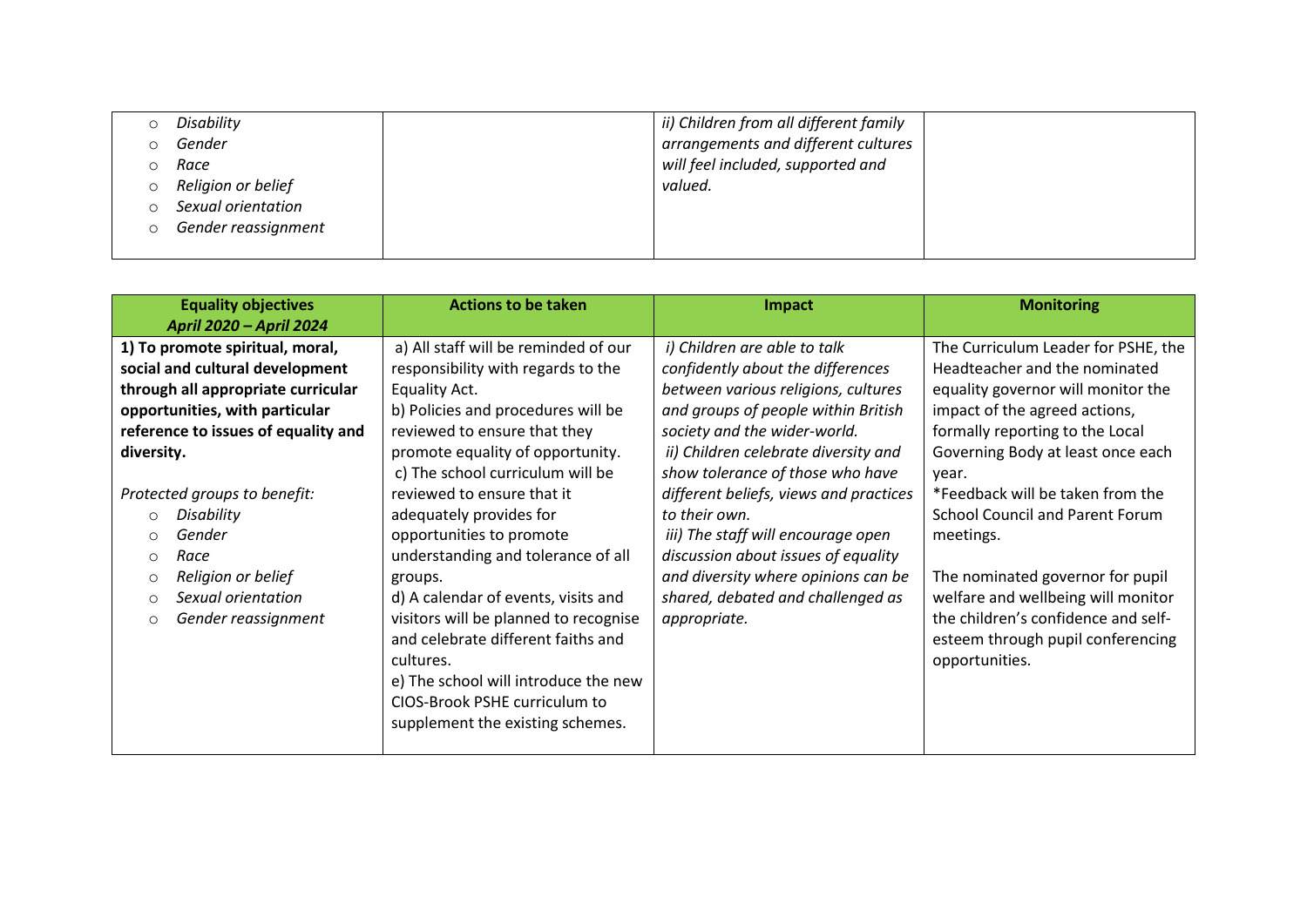| | | | |
|---|---|---|---|
| ○ *Disability*<br>○ *Gender*<br>○ *Race*<br>○ *Religion or belief*<br>○ *Sexual orientation*<br>○ *Gender reassignment* | | *ii) Children from all different family arrangements and different cultures will feel included, supported and valued.* | |

| **Equality objectives** ***April 2020 – April 2024*** | **Actions to be taken** | **Impact** | **Monitoring** |
|---|---|---|---|
| **1) To promote spiritual, moral, social and cultural development through all appropriate curricular opportunities, with particular reference to issues of equality and diversity.**<br><br>*Protected groups to benefit:*<br>○ *Disability*<br>○ *Gender*<br>○ *Race*<br>○ *Religion or belief*<br>○ *Sexual orientation*<br>○ *Gender reassignment* | a) All staff will be reminded of our responsibility with regards to the Equality Act.<br>b) Policies and procedures will be reviewed to ensure that they promote equality of opportunity.<br>c) The school curriculum will be reviewed to ensure that it adequately provides for opportunities to promote understanding and tolerance of all groups.<br>d) A calendar of events, visits and visitors will be planned to recognise and celebrate different faiths and cultures.<br>e) The school will introduce the new CIOS-Brook PSHE curriculum to supplement the existing schemes. | *i) Children are able to talk confidently about the differences between various religions, cultures and groups of people within British society and the wider-world.*<br>*ii) Children celebrate diversity and show tolerance of those who have different beliefs, views and practices to their own.*<br>*iii) The staff will encourage open discussion about issues of equality and diversity where opinions can be shared, debated and challenged as appropriate.* | The Curriculum Leader for PSHE, the Headteacher and the nominated equality governor will monitor the impact of the agreed actions, formally reporting to the Local Governing Body at least once each year.<br>*Feedback will be taken from the School Council and Parent Forum meetings.<br><br>The nominated governor for pupil welfare and wellbeing will monitor the children's confidence and self-esteem through pupil conferencing opportunities. |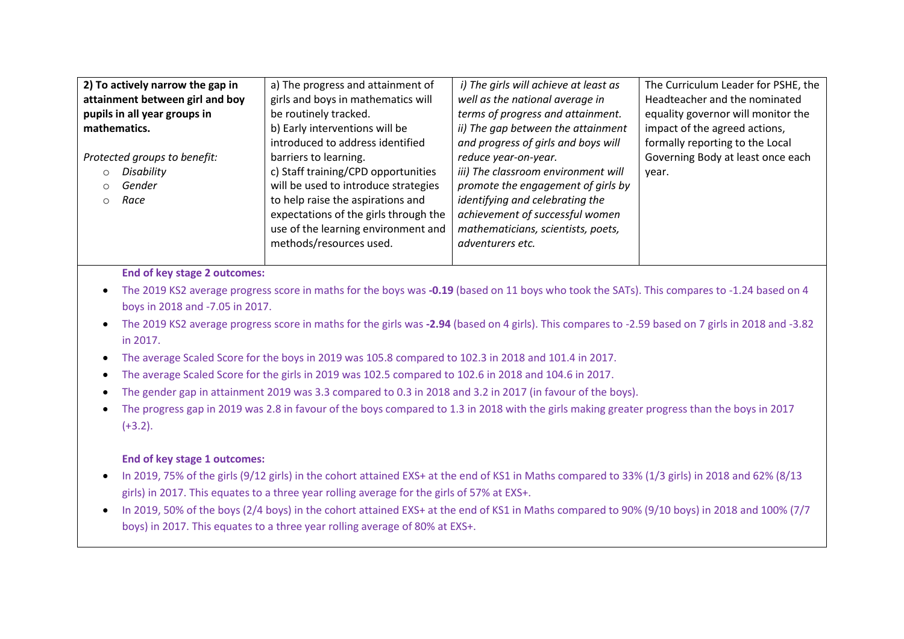| 2) To actively narrow the gap in attainment between girl and boy pupils in all year groups in mathematics. | a) The progress and attainment of girls and boys in mathematics will be routinely tracked. | *i) The girls will achieve at least as well as the national average in terms of progress and attainment.* | The Curriculum Leader for PSHE, the Headteacher and the nominated equality governor will monitor the impact of the agreed actions, formally reporting to the Local Governing Body at least once each year. |
|---|---|---|---|
| *Protected groups to benefit:*<br>◦ *Disability*<br>◦ *Gender*<br>◦ *Race* | b) Early interventions will be introduced to address identified barriers to learning.<br>c) Staff training/CPD opportunities will be used to introduce strategies to help raise the aspirations and expectations of the girls through the use of the learning environment and methods/resources used. | *ii) The gap between the attainment and progress of girls and boys will reduce year-on-year.*<br>*iii) The classroom environment will promote the engagement of girls by identifying and celebrating the achievement of successful women mathematicians, scientists, poets, adventurers etc.* | |

**End of key stage 2 outcomes:**

- The 2019 KS2 average progress score in maths for the boys was **-0.19** (based on 11 boys who took the SATs). This compares to -1.24 based on 4 boys in 2018 and -7.05 in 2017.
- The 2019 KS2 average progress score in maths for the girls was **-2.94** (based on 4 girls). This compares to -2.59 based on 7 girls in 2018 and -3.82 in 2017.
- The average Scaled Score for the boys in 2019 was 105.8 compared to 102.3 in 2018 and 101.4 in 2017.
- The average Scaled Score for the girls in 2019 was 102.5 compared to 102.6 in 2018 and 104.6 in 2017.
- The gender gap in attainment 2019 was 3.3 compared to 0.3 in 2018 and 3.2 in 2017 (in favour of the boys).
- The progress gap in 2019 was 2.8 in favour of the boys compared to 1.3 in 2018 with the girls making greater progress than the boys in 2017 (+3.2).

**End of key stage 1 outcomes:**

- In 2019, 75% of the girls (9/12 girls) in the cohort attained EXS+ at the end of KS1 in Maths compared to 33% (1/3 girls) in 2018 and 62% (8/13 girls) in 2017. This equates to a three year rolling average for the girls of 57% at EXS+.
- In 2019, 50% of the boys (2/4 boys) in the cohort attained EXS+ at the end of KS1 in Maths compared to 90% (9/10 boys) in 2018 and 100% (7/7 boys) in 2017. This equates to a three year rolling average of 80% at EXS+.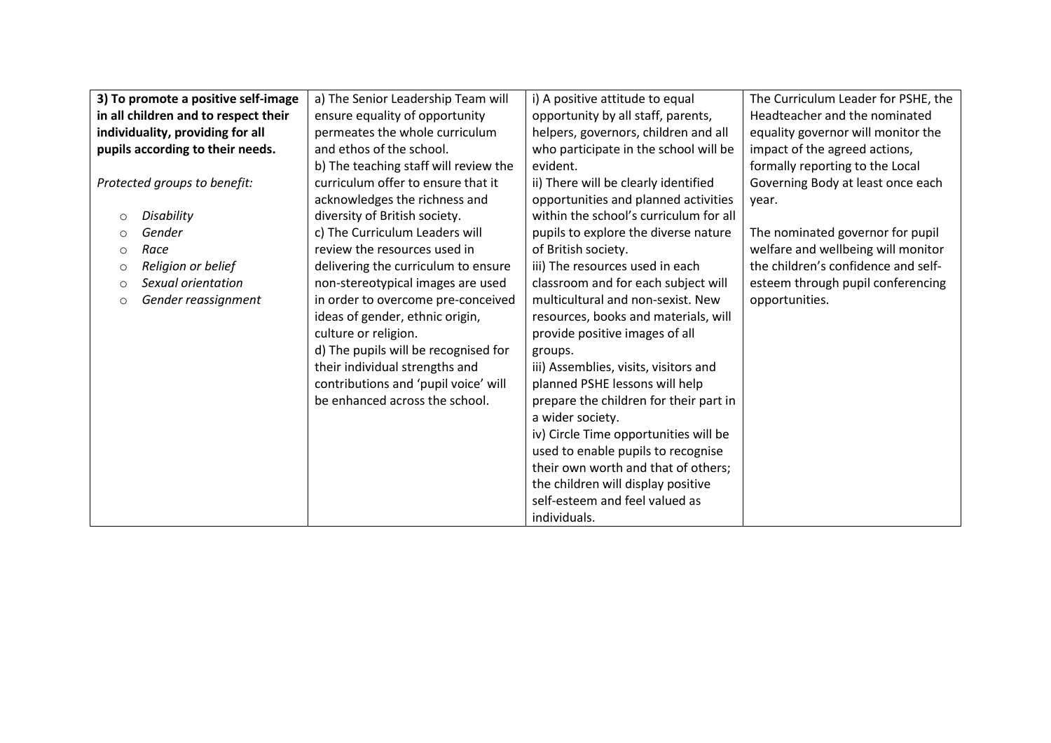| | | | |
|---|---|---|---|
| **3) To promote a positive self-image in all children and to respect their individuality, providing for all pupils according to their needs.**<br><br>*Protected groups to benefit:*<br><br>○ *Disability*<br>○ *Gender*<br>○ *Race*<br>○ *Religion or belief*<br>○ *Sexual orientation*<br>○ *Gender reassignment* | a) The Senior Leadership Team will ensure equality of opportunity permeates the whole curriculum and ethos of the school.<br>b) The teaching staff will review the curriculum offer to ensure that it acknowledges the richness and diversity of British society.<br>c) The Curriculum Leaders will review the resources used in delivering the curriculum to ensure non-stereotypical images are used in order to overcome pre-conceived ideas of gender, ethnic origin, culture or religion.<br>d) The pupils will be recognised for their individual strengths and contributions and 'pupil voice' will be enhanced across the school. | i) A positive attitude to equal opportunity by all staff, parents, helpers, governors, children and all who participate in the school will be evident.<br>ii) There will be clearly identified opportunities and planned activities within the school's curriculum for all pupils to explore the diverse nature of British society.<br>iii) The resources used in each classroom and for each subject will multicultural and non-sexist. New resources, books and materials, will provide positive images of all groups.<br>iii) Assemblies, visits, visitors and planned PSHE lessons will help prepare the children for their part in a wider society.<br>iv) Circle Time opportunities will be used to enable pupils to recognise their own worth and that of others; the children will display positive self-esteem and feel valued as individuals. | The Curriculum Leader for PSHE, the Headteacher and the nominated equality governor will monitor the impact of the agreed actions, formally reporting to the Local Governing Body at least once each year.<br><br>The nominated governor for pupil welfare and wellbeing will monitor the children's confidence and self-esteem through pupil conferencing opportunities. |